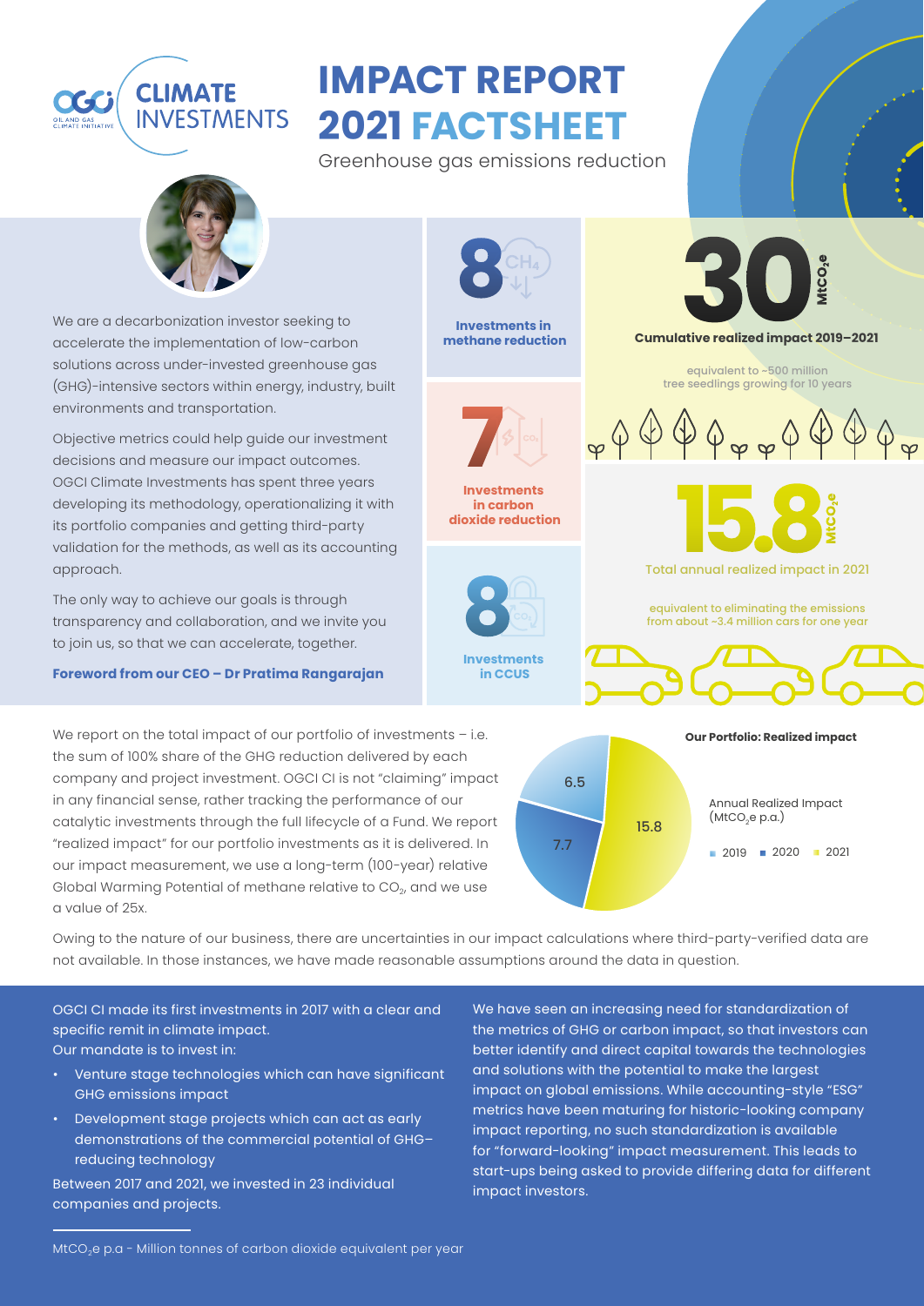# IMPACT REPORT 2021 FACTSHEET

Greenhouse gas emissions reduction

We are a decarbonization investor seeking to accelerate the implementation of low-carbon solutions across under-invested greenhouse gas (GHG)-intensive sectors within energy, industry, built environments and transportation.

Objective metrics could help guide our investment decisions and measure our impact outcomes. OGCI Climate Investments has spent three years developing its methodology, operationalizing it with its portfolio companies and getting third-party validation for the methods, as well as its accounting approach.

The only way to achieve our goals is through transparency and collaboration, and we invite you to join us, so that we can accelerate, together.

**Foreword from our CEO – Dr Pratima Rangarajan**

**8** – **Investments in methane reduction**

**7** – **Investments in carbon dioxide reduction**

**8** – **Investments in CCUS**

**30** $MtCO_2e$

**Cumulative realized impact 2019–2021**

equivalent to ~500 million tree seedlings growing for 10 years

**15.8** $MtCO_2e$

Total annual realized impact in 2021

equivalent to eliminating the emissions from about ~3.4 million cars for one year

We report on the total impact of our portfolio of investments – i.e. the sum of 100% share of the GHG reduction delivered by each company and project investment. OGCI CI is not "claiming" impact in any financial sense, rather tracking the performance of our catalytic investments through the full lifecycle of a Fund. We report "realized impact" for our portfolio investments as it is delivered. In our impact measurement, we use a long-term (100-year) relative Global Warming Potential of methane relative to $CO_2$, and we use a value of 25x.

**Our Portfolio: Realized impact**

Annual Realized Impact ($MtCO_2e$ p.a.)

| Year | Annual Realized Impact |
|---|---|
| 2019 | 6.5 |
| 2020 | 7.7 |
| 2021 | 15.8 |

Owing to the nature of our business, there are uncertainties in our impact calculations where third-party-verified data are not available. In those instances, we have made reasonable assumptions around the data in question.

OGCI CI made its first investments in 2017 with a clear and specific remit in climate impact.
Our mandate is to invest in:

- Venture stage technologies which can have significant GHG emissions impact
- Development stage projects which can act as early demonstrations of the commercial potential of GHG–reducing technology

Between 2017 and 2021, we invested in 23 individual companies and projects.

We have seen an increasing need for standardization of the metrics of GHG or carbon impact, so that investors can better identify and direct capital towards the technologies and solutions with the potential to make the largest impact on global emissions. While accounting-style "ESG" metrics have been maturing for historic-looking company impact reporting, no such standardization is available for "forward-looking" impact measurement. This leads to start-ups being asked to provide differing data for different impact investors.

---

$MtCO_2e$ p.a - Million tonnes of carbon dioxide equivalent per year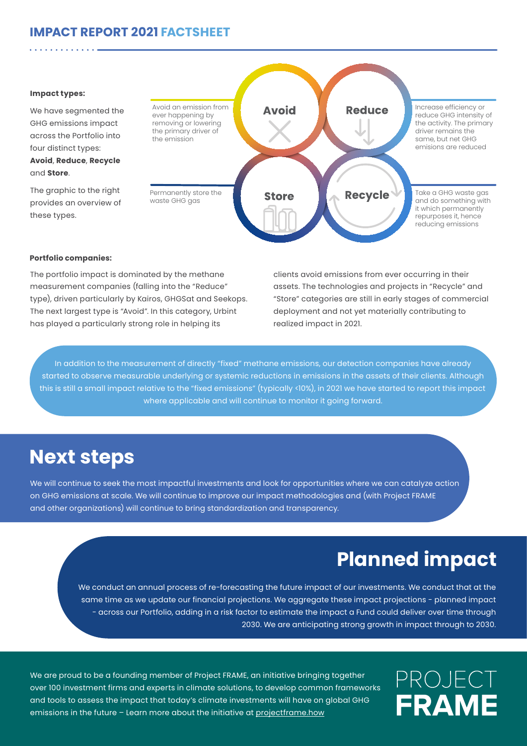## IMPACT REPORT 2021 FACTSHEET

**Impact types:**

We have segmented the GHG emissions impact across the Portfolio into four distinct types: **Avoid**, **Reduce**, **Recycle** and **Store**.

The graphic to the right provides an overview of these types.

Avoid an emission from ever happening by removing or lowering the primary driver of the emission

Avoid

Reduce

Increase efficiency or reduce GHG intensity of the activity. The primary driver remains the same, but net GHG emissions are reduced

Permanently store the waste GHG gas

Store

Recycle

Take a GHG waste gas and do something with it which permanently repurposes it, hence reducing emissions

**Portfolio companies:**

The portfolio impact is dominated by the methane measurement companies (falling into the "Reduce" type), driven particularly by Kairos, GHGSat and Seekops. The next largest type is "Avoid". In this category, Urbint has played a particularly strong role in helping its clients avoid emissions from ever occurring in their assets. The technologies and projects in "Recycle" and "Store" categories are still in early stages of commercial deployment and not yet materially contributing to realized impact in 2021.

In addition to the measurement of directly "fixed" methane emissions, our detection companies have already started to observe measurable underlying or systemic reductions in emissions in the assets of their clients. Although this is still a small impact relative to the "fixed emissions" (typically <10%), in 2021 we have started to report this impact where applicable and will continue to monitor it going forward.

# Next steps

We will continue to seek the most impactful investments and look for opportunities where we can catalyze action on GHG emissions at scale. We will continue to improve our impact methodologies and (with Project FRAME and other organizations) will continue to bring standardization and transparency.

# Planned impact

We conduct an annual process of re-forecasting the future impact of our investments. We conduct that at the same time as we update our financial projections. We aggregate these impact projections - planned impact - across our Portfolio, adding in a risk factor to estimate the impact a Fund could deliver over time through 2030. We are anticipating strong growth in impact through to 2030.

We are proud to be a founding member of Project FRAME, an initiative bringing together over 100 investment firms and experts in climate solutions, to develop common frameworks and tools to assess the impact that today's climate investments will have on global GHG emissions in the future – Learn more about the initiative at projectframe.how

PROJECT **FRAME**